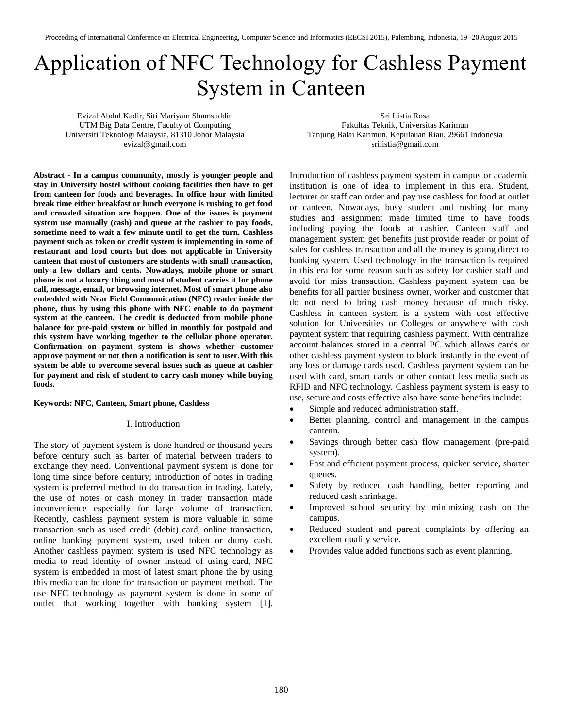# Application of NFC Technology for Cashless Payment System in Canteen

Evizal Abdul Kadir, Siti Mariyam Shamsuddin
UTM Big Data Centre, Faculty of Computing
Universiti Teknologi Malaysia, 81310 Johor Malaysia
evizal@gmail.com

Sri Listia Rosa
Fakultas Teknik, Universitas Karimun
Tanjung Balai Karimun, Kepulauan Riau, 29661 Indonesia
srilistia@gmail.com

**Abstract - In a campus community, mostly is younger people and stay in University hostel without cooking facilities then have to get from canteen for foods and beverages. In office hour with limited break time either breakfast or lunch everyone is rushing to get food and crowded situation are happen. One of the issues is payment system use manually (cash) and queue at the cashier to pay foods, sometime need to wait a few minute until to get the turn. Cashless payment such as token or credit system is implementing in some of restaurant and food courts but does not applicable in University canteen that most of customers are students with small transaction, only a few dollars and cents. Nowadays, mobile phone or smart phone is not a luxury thing and most of student carries it for phone call, message, email, or browsing internet. Most of smart phone also embedded with Near Field Communication (NFC) reader inside the phone, thus by using this phone with NFC enable to do payment system at the canteen. The credit is deducted from mobile phone balance for pre-paid system or billed in monthly for postpaid and this system have working together to the cellular phone operator. Confirmation on payment system is shows whether customer approve payment or not then a notification is sent to user.With this system be able to overcome several issues such as queue at cashier for payment and risk of student to carry cash money while buying foods.**

**Keywords: NFC, Canteen, Smart phone, Cashless**

## I. Introduction

The story of payment system is done hundred or thousand years before century such as barter of material between traders to exchange they need. Conventional payment system is done for long time since before century; introduction of notes in trading system is preferred method to do transaction in trading. Lately, the use of notes or cash money in trader transaction made inconvenience especially for large volume of transaction. Recently, cashless payment system is more valuable in some transaction such as used credit (debit) card, online transaction, online banking payment system, used token or dumy cash. Another cashless payment system is used NFC technology as media to read identity of owner instead of using card, NFC system is embedded in most of latest smart phone the by using this media can be done for transaction or payment method. The use NFC technology as payment system is done in some of outlet that working together with banking system [1]. Introduction of cashless payment system in campus or academic institution is one of idea to implement in this era. Student, lecturer or staff can order and pay use cashless for food at outlet or canteen. Nowadays, busy student and rushing for many studies and assignment made limited time to have foods including paying the foods at cashier. Canteen staff and management system get benefits just provide reader or point of sales for cashless transaction and all the money is going direct to banking system. Used technology in the transaction is required in this era for some reason such as safety for cashier staff and avoid for miss transaction. Cashless payment system can be benefits for all partier business owner, worker and customer that do not need to bring cash money because of much risky. Cashless in canteen system is a system with cost effective solution for Universities or Colleges or anywhere with cash payment system that requiring cashless payment. With centralize account balances stored in a central PC which allows cards or other cashless payment system to block instantly in the event of any loss or damage cards used. Cashless payment system can be used with card, smart cards or other contact less media such as RFID and NFC technology. Cashless payment system is easy to use, secure and costs effective also have some benefits include:

- Simple and reduced administration staff.
- Better planning, control and management in the campus cantenn.
- Savings through better cash flow management (pre-paid system).
- Fast and efficient payment process, quicker service, shorter queues.
- Safety by reduced cash handling, better reporting and reduced cash shrinkage.
- Improved school security by minimizing cash on the campus.
- Reduced student and parent complaints by offering an excellent quality service.
- Provides value added functions such as event planning.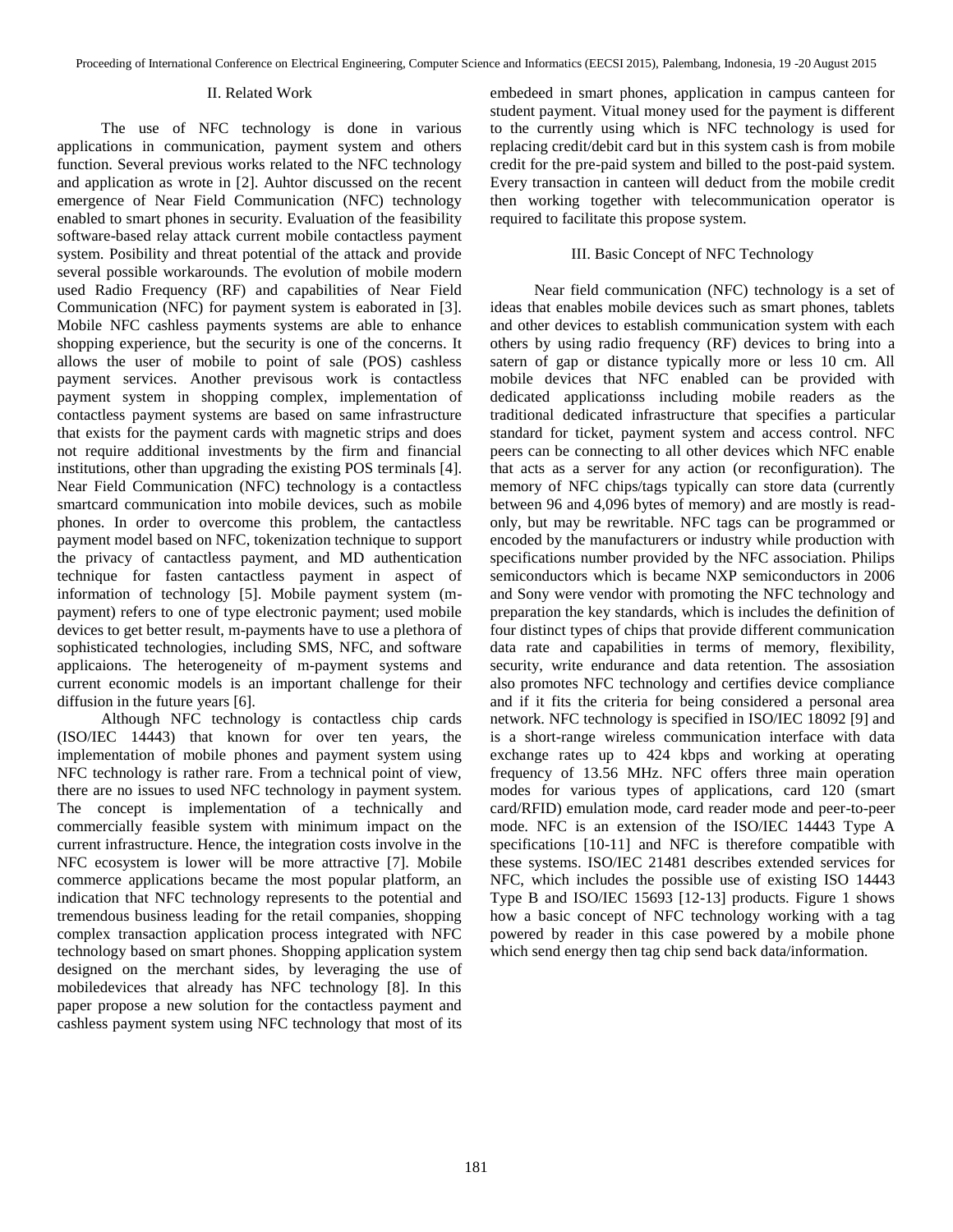## II. Related Work

The use of NFC technology is done in various applications in communication, payment system and others function. Several previous works related to the NFC technology and application as wrote in [2]. Auhtor discussed on the recent emergence of Near Field Communication (NFC) technology enabled to smart phones in security. Evaluation of the feasibility software-based relay attack current mobile contactless payment system. Posibility and threat potential of the attack and provide several possible workarounds. The evolution of mobile modern used Radio Frequency (RF) and capabilities of Near Field Communication (NFC) for payment system is eaborated in [3]. Mobile NFC cashless payments systems are able to enhance shopping experience, but the security is one of the concerns. It allows the user of mobile to point of sale (POS) cashless payment services. Another previsous work is contactless payment system in shopping complex, implementation of contactless payment systems are based on same infrastructure that exists for the payment cards with magnetic strips and does not require additional investments by the firm and financial institutions, other than upgrading the existing POS terminals [4]. Near Field Communication (NFC) technology is a contactless smartcard communication into mobile devices, such as mobile phones. In order to overcome this problem, the cantactless payment model based on NFC, tokenization technique to support the privacy of cantactless payment, and MD authentication technique for fasten cantactless payment in aspect of information of technology [5]. Mobile payment system (m-payment) refers to one of type electronic payment; used mobile devices to get better result, m-payments have to use a plethora of sophisticated technologies, including SMS, NFC, and software applicaions. The heterogeneity of m-payment systems and current economic models is an important challenge for their diffusion in the future years [6].

Although NFC technology is contactless chip cards (ISO/IEC 14443) that known for over ten years, the implementation of mobile phones and payment system using NFC technology is rather rare. From a technical point of view, there are no issues to used NFC technology in payment system. The concept is implementation of a technically and commercially feasible system with minimum impact on the current infrastructure. Hence, the integration costs involve in the NFC ecosystem is lower will be more attractive [7]. Mobile commerce applications became the most popular platform, an indication that NFC technology represents to the potential and tremendous business leading for the retail companies, shopping complex transaction application process integrated with NFC technology based on smart phones. Shopping application system designed on the merchant sides, by leveraging the use of mobiledevices that already has NFC technology [8]. In this paper propose a new solution for the contactless payment and cashless payment system using NFC technology that most of its embedeed in smart phones, application in campus canteen for student payment. Vitual money used for the payment is different to the currently using which is NFC technology is used for replacing credit/debit card but in this system cash is from mobile credit for the pre-paid system and billed to the post-paid system. Every transaction in canteen will deduct from the mobile credit then working together with telecommunication operator is required to facilitate this propose system.

## III. Basic Concept of NFC Technology

Near field communication (NFC) technology is a set of ideas that enables mobile devices such as smart phones, tablets and other devices to establish communication system with each others by using radio frequency (RF) devices to bring into a satern of gap or distance typically more or less 10 cm. All mobile devices that NFC enabled can be provided with dedicated applicationss including mobile readers as the traditional dedicated infrastructure that specifies a particular standard for ticket, payment system and access control. NFC peers can be connecting to all other devices which NFC enable that acts as a server for any action (or reconfiguration). The memory of NFC chips/tags typically can store data (currently between 96 and 4,096 bytes of memory) and are mostly is read-only, but may be rewritable. NFC tags can be programmed or encoded by the manufacturers or industry while production with specifications number provided by the NFC association. Philips semiconductors which is became NXP semiconductors in 2006 and Sony were vendor with promoting the NFC technology and preparation the key standards, which is includes the definition of four distinct types of chips that provide different communication data rate and capabilities in terms of memory, flexibility, security, write endurance and data retention. The assosiation also promotes NFC technology and certifies device compliance and if it fits the criteria for being considered a personal area network. NFC technology is specified in ISO/IEC 18092 [9] and is a short-range wireless communication interface with data exchange rates up to 424 kbps and working at operating frequency of 13.56 MHz. NFC offers three main operation modes for various types of applications, card 120 (smart card/RFID) emulation mode, card reader mode and peer-to-peer mode. NFC is an extension of the ISO/IEC 14443 Type A specifications [10-11] and NFC is therefore compatible with these systems. ISO/IEC 21481 describes extended services for NFC, which includes the possible use of existing ISO 14443 Type B and ISO/IEC 15693 [12-13] products. Figure 1 shows how a basic concept of NFC technology working with a tag powered by reader in this case powered by a mobile phone which send energy then tag chip send back data/information.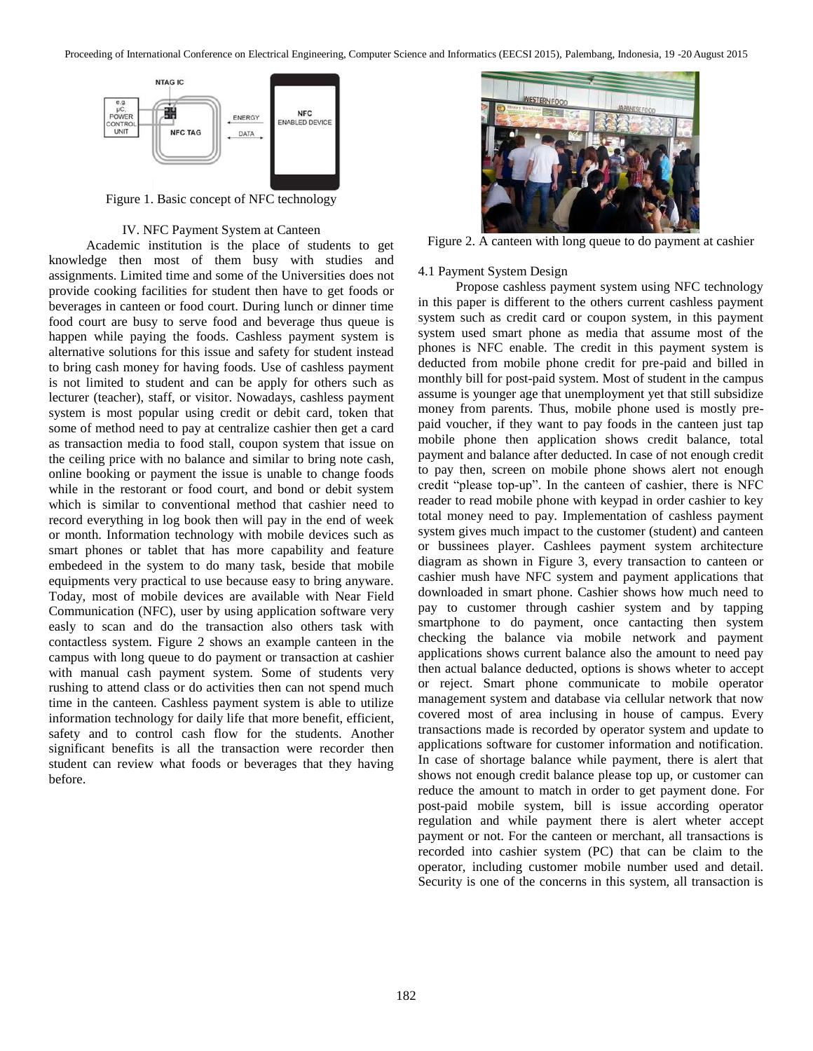Figure 1. Basic concept of NFC technology

## IV. NFC Payment System at Canteen

Academic institution is the place of students to get knowledge then most of them busy with studies and assignments. Limited time and some of the Universities does not provide cooking facilities for student then have to get foods or beverages in canteen or food court. During lunch or dinner time food court are busy to serve food and beverage thus queue is happen while paying the foods. Cashless payment system is alternative solutions for this issue and safety for student instead to bring cash money for having foods. Use of cashless payment is not limited to student and can be apply for others such as lecturer (teacher), staff, or visitor. Nowadays, cashless payment system is most popular using credit or debit card, token that some of method need to pay at centralize cashier then get a card as transaction media to food stall, coupon system that issue on the ceiling price with no balance and similar to bring note cash, online booking or payment the issue is unable to change foods while in the restorant or food court, and bond or debit system which is similar to conventional method that cashier need to record everything in log book then will pay in the end of week or month. Information technology with mobile devices such as smart phones or tablet that has more capability and feature embedeed in the system to do many task, beside that mobile equipments very practical to use because easy to bring anyware. Today, most of mobile devices are available with Near Field Communication (NFC), user by using application software very easly to scan and do the transaction also others task with contactless system. Figure 2 shows an example canteen in the campus with long queue to do payment or transaction at cashier with manual cash payment system. Some of students very rushing to attend class or do activities then can not spend much time in the canteen. Cashless payment system is able to utilize information technology for daily life that more benefit, efficient, safety and to control cash flow for the students. Another significant benefits is all the transaction were recorder then student can review what foods or beverages that they having before.

Figure 2. A canteen with long queue to do payment at cashier

### 4.1 Payment System Design

Propose cashless payment system using NFC technology in this paper is different to the others current cashless payment system such as credit card or coupon system, in this payment system used smart phone as media that assume most of the phones is NFC enable. The credit in this payment system is deducted from mobile phone credit for pre-paid and billed in monthly bill for post-paid system. Most of student in the campus assume is younger age that unemployment yet that still subsidize money from parents. Thus, mobile phone used is mostly pre-paid voucher, if they want to pay foods in the canteen just tap mobile phone then application shows credit balance, total payment and balance after deducted. In case of not enough credit to pay then, screen on mobile phone shows alert not enough credit "please top-up". In the canteen of cashier, there is NFC reader to read mobile phone with keypad in order cashier to key total money need to pay. Implementation of cashless payment system gives much impact to the customer (student) and canteen or bussinees player. Cashlees payment system architecture diagram as shown in Figure 3, every transaction to canteen or cashier mush have NFC system and payment applications that downloaded in smart phone. Cashier shows how much need to pay to customer through cashier system and by tapping smartphone to do payment, once cantacting then system checking the balance via mobile network and payment applications shows current balance also the amount to need pay then actual balance deducted, options is shows wheter to accept or reject. Smart phone communicate to mobile operator management system and database via cellular network that now covered most of area inclusing in house of campus. Every transactions made is recorded by operator system and update to applications software for customer information and notification. In case of shortage balance while payment, there is alert that shows not enough credit balance please top up, or customer can reduce the amount to match in order to get payment done. For post-paid mobile system, bill is issue according operator regulation and while payment there is alert wheter accept payment or not. For the canteen or merchant, all transactions is recorded into cashier system (PC) that can be claim to the operator, including customer mobile number used and detail. Security is one of the concerns in this system, all transaction is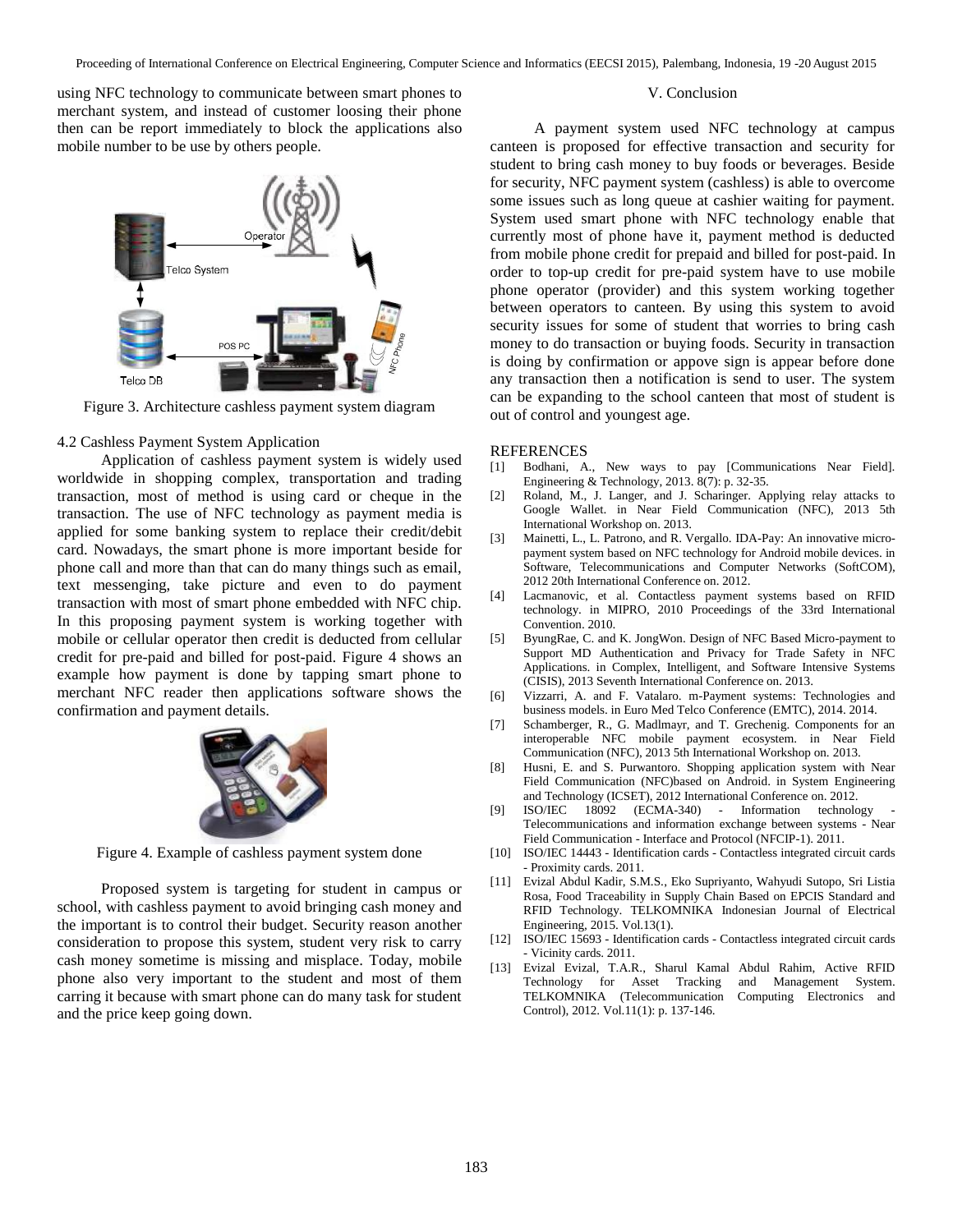using NFC technology to communicate between smart phones to merchant system, and instead of customer loosing their phone then can be report immediately to block the applications also mobile number to be use by others people.

Operator

Telco System

POS PC

NFC Phone

Telco DB

Figure 3. Architecture cashless payment system diagram

### 4.2 Cashless Payment System Application

Application of cashless payment system is widely used worldwide in shopping complex, transportation and trading transaction, most of method is using card or cheque in the transaction. The use of NFC technology as payment media is applied for some banking system to replace their credit/debit card. Nowadays, the smart phone is more important beside for phone call and more than that can do many things such as email, text messenging, take picture and even to do payment transaction with most of smart phone embedded with NFC chip. In this proposing payment system is working together with mobile or cellular operator then credit is deducted from cellular credit for pre-paid and billed for post-paid. Figure 4 shows an example how payment is done by tapping smart phone to merchant NFC reader then applications software shows the confirmation and payment details.

Figure 4. Example of cashless payment system done

Proposed system is targeting for student in campus or school, with cashless payment to avoid bringing cash money and the important is to control their budget. Security reason another consideration to propose this system, student very risk to carry cash money sometime is missing and misplace. Today, mobile phone also very important to the student and most of them carring it because with smart phone can do many task for student and the price keep going down.

## V. Conclusion

A payment system used NFC technology at campus canteen is proposed for effective transaction and security for student to bring cash money to buy foods or beverages. Beside for security, NFC payment system (cashless) is able to overcome some issues such as long queue at cashier waiting for payment. System used smart phone with NFC technology enable that currently most of phone have it, payment method is deducted from mobile phone credit for prepaid and billed for post-paid. In order to top-up credit for pre-paid system have to use mobile phone operator (provider) and this system working together between operators to canteen. By using this system to avoid security issues for some of student that worries to bring cash money to do transaction or buying foods. Security in transaction is doing by confirmation or appove sign is appear before done any transaction then a notification is send to user. The system can be expanding to the school canteen that most of student is out of control and youngest age.

## REFERENCES

[1] Bodhani, A., New ways to pay [Communications Near Field]. Engineering & Technology, 2013. 8(7): p. 32-35.

[2] Roland, M., J. Langer, and J. Scharinger. Applying relay attacks to Google Wallet. in Near Field Communication (NFC), 2013 5th International Workshop on. 2013.

[3] Mainetti, L., L. Patrono, and R. Vergallo. IDA-Pay: An innovative micro-payment system based on NFC technology for Android mobile devices. in Software, Telecommunications and Computer Networks (SoftCOM), 2012 20th International Conference on. 2012.

[4] Lacmanovic, et al. Contactless payment systems based on RFID technology. in MIPRO, 2010 Proceedings of the 33rd International Convention. 2010.

[5] ByungRae, C. and K. JongWon. Design of NFC Based Micro-payment to Support MD Authentication and Privacy for Trade Safety in NFC Applications. in Complex, Intelligent, and Software Intensive Systems (CISIS), 2013 Seventh International Conference on. 2013.

[6] Vizzarri, A. and F. Vatalaro. m-Payment systems: Technologies and business models. in Euro Med Telco Conference (EMTC), 2014. 2014.

[7] Schamberger, R., G. Madlmayr, and T. Grechenig. Components for an interoperable NFC mobile payment ecosystem. in Near Field Communication (NFC), 2013 5th International Workshop on. 2013.

[8] Husni, E. and S. Purwantoro. Shopping application system with Near Field Communication (NFC)based on Android. in System Engineering and Technology (ICSET), 2012 International Conference on. 2012.

[9] ISO/IEC 18092 (ECMA-340) - Information technology - Telecommunications and information exchange between systems - Near Field Communication - Interface and Protocol (NFCIP-1). 2011.

[10] ISO/IEC 14443 - Identification cards - Contactless integrated circuit cards - Proximity cards. 2011.

[11] Evizal Abdul Kadir, S.M.S., Eko Supriyanto, Wahyudi Sutopo, Sri Listia Rosa, Food Traceability in Supply Chain Based on EPCIS Standard and RFID Technology. TELKOMNIKA Indonesian Journal of Electrical Engineering, 2015. Vol.13(1).

[12] ISO/IEC 15693 - Identification cards - Contactless integrated circuit cards - Vicinity cards. 2011.

[13] Evizal Evizal, T.A.R., Sharul Kamal Abdul Rahim, Active RFID Technology for Asset Tracking and Management System. TELKOMNIKA (Telecommunication Computing Electronics and Control), 2012. Vol.11(1): p. 137-146.